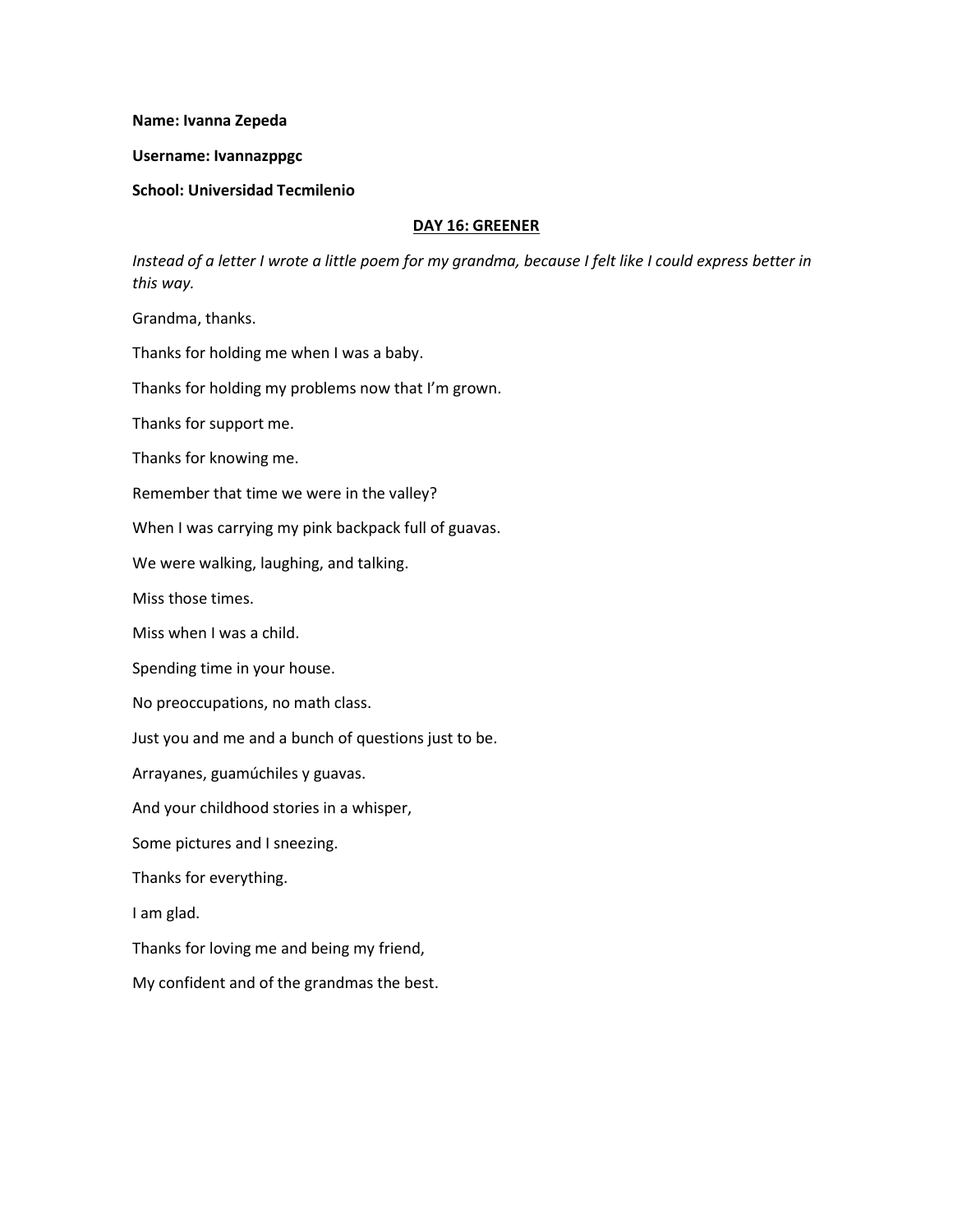**Name: Ivanna Zepeda**

**Username: Ivannazppgc**

**School: Universidad Tecmilenio**

## DAY 16: GREENER

*Instead of a letter I wrote a little poem for my grandma, because I felt like I could express better in this way.*

Grandma, thanks.

Thanks for holding me when I was a baby.

Thanks for holding my problems now that I'm grown.

Thanks for support me.

Thanks for knowing me.

Remember that time we were in the valley?

When I was carrying my pink backpack full of guavas.

We were walking, laughing, and talking.

Miss those times.

Miss when I was a child.

Spending time in your house.

No preoccupations, no math class.

Just you and me and a bunch of questions just to be.

Arrayanes, guamúchiles y guavas.

And your childhood stories in a whisper,

Some pictures and I sneezing.

Thanks for everything.

I am glad.

Thanks for loving me and being my friend,

My confident and of the grandmas the best.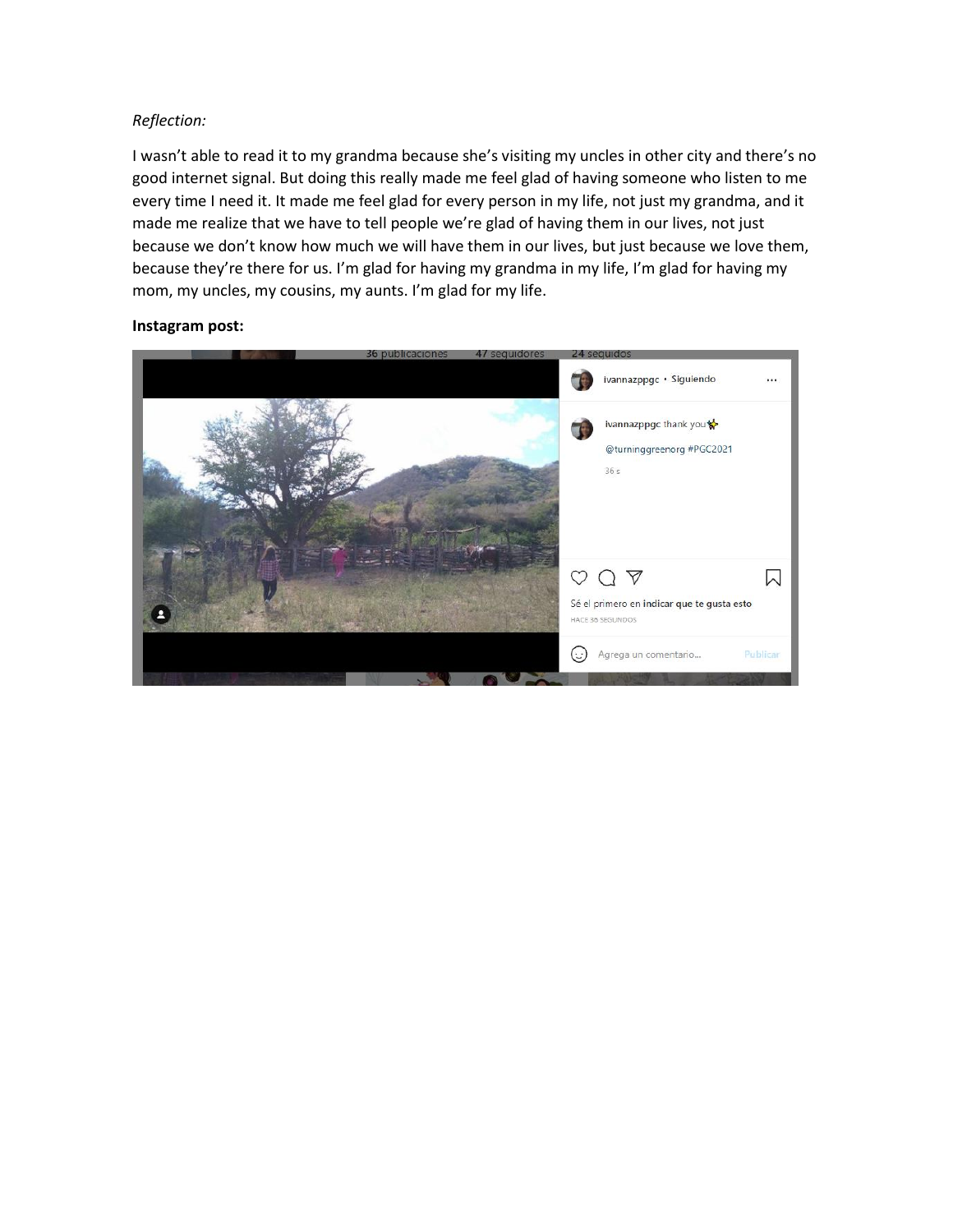*Reflection:*

I wasn't able to read it to my grandma because she's visiting my uncles in other city and there's no good internet signal. But doing this really made me feel glad of having someone who listen to me every time I need it. It made me feel glad for every person in my life, not just my grandma, and it made me realize that we have to tell people we're glad of having them in our lives, not just because we don't know how much we will have them in our lives, but just because we love them, because they're there for us. I'm glad for having my grandma in my life, I'm glad for having my mom, my uncles, my cousins, my aunts. I'm glad for my life.

**Instagram post:**